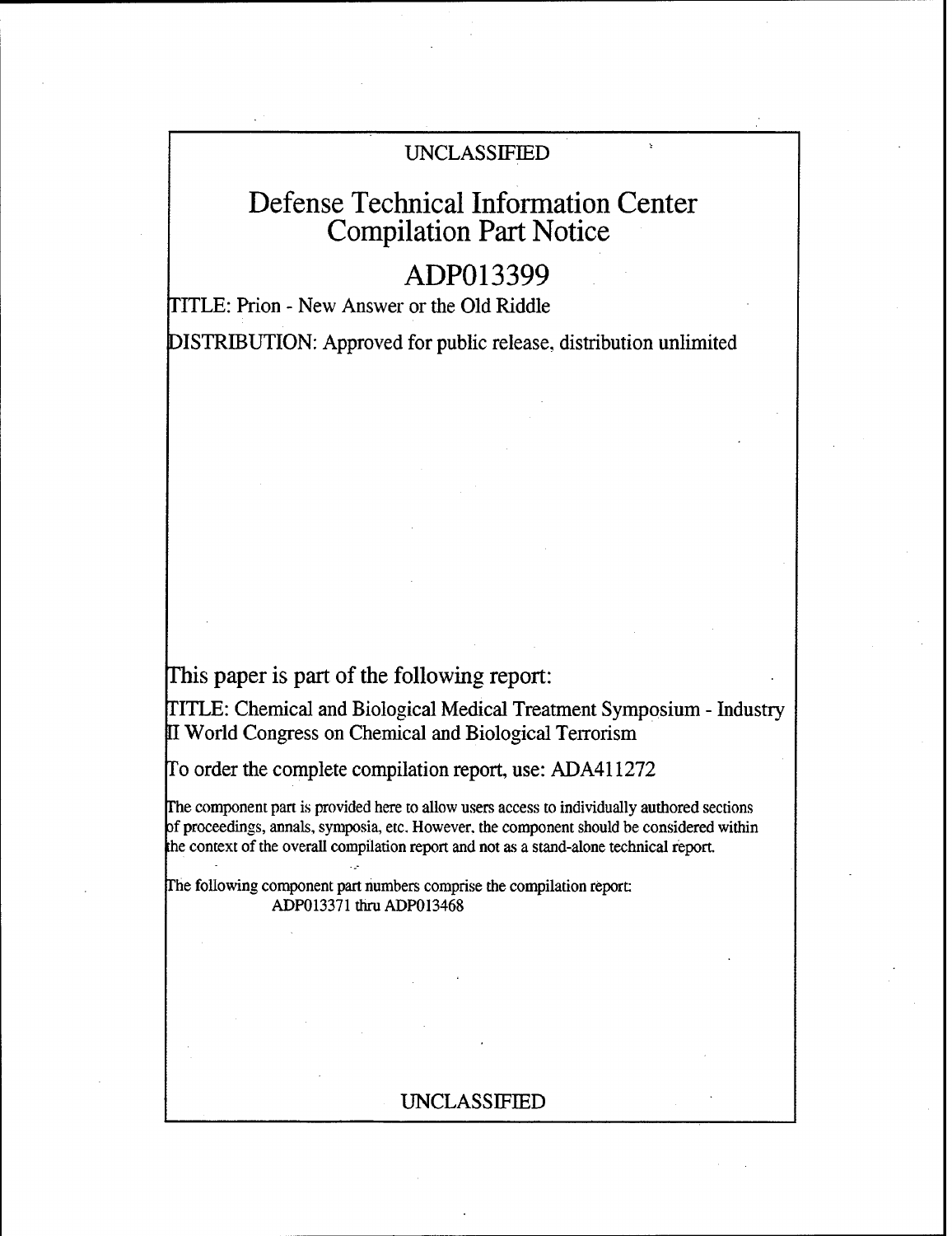UNCLASSIFIED

# Defense Technical Information Center Compilation Part Notice

## ADP013399

TITLE: Prion - New Answer or the Old Riddle

DISTRIBUTION: Approved for public release, distribution unlimited

This paper is part of the following report:

TITLE: Chemical and Biological Medical Treatment Symposium - Industry II World Congress on Chemical and Biological Terrorism

To order the complete compilation report, use: ADA411272

The component part is provided here to allow users access to individually authored sections of proceedings, annals, symposia, etc. However, the component should be considered within the context of the overall compilation report and not as a stand-alone technical report.

The following component part numbers comprise the compilation report: ADP013371 thru ADP013468

UNCLASSIFIED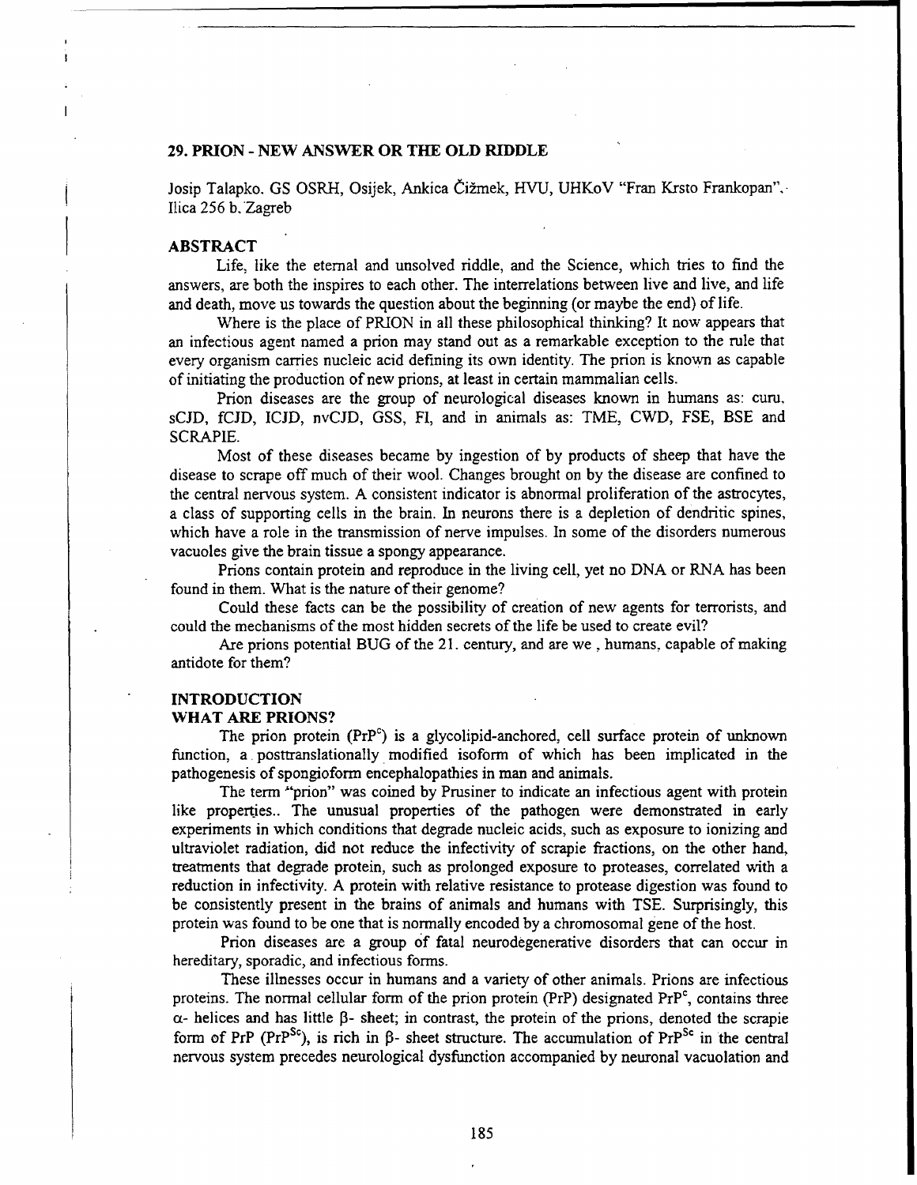## 29. PRION - NEW ANSWER OR THE OLD RIDDLE

Josip Talapko, GS OSRH, Osijek, Ankica Čižmek, HVU, UHKoV "Fran Krsto Frankopan", Ilica 256 b, Zagreb

### ABSTRACT

Life, like the eternal and unsolved riddle, and the Science, which tries to find the answers, are both the inspires to each other. The interrelations between live and live, and life and death, move us towards the question about the beginning (or maybe the end) of life.

Where is the place of PRION in all these philosophical thinking? It now appears that an infectious agent named a prion may stand out as a remarkable exception to the rule that every organism carries nucleic acid defining its own identity. The prion is known as capable of initiating the production of new prions, at least in certain mammalian cells.

Prion diseases are the group of neurological diseases known in humans as: curu, sCJD, fCJD, ICJD, nvCJD, GSS, FI, and in animals as: TME, CWD, FSE, BSE and SCRAPIE.

Most of these diseases became by ingestion of by products of sheep that have the disease to scrape off much of their wool. Changes brought on by the disease are confined to the central nervous system. A consistent indicator is abnormal proliferation of the astrocytes, a class of supporting cells in the brain. In neurons there is a depletion of dendritic spines, which have a role in the transmission of nerve impulses. In some of the disorders numerous vacuoles give the brain tissue a spongy appearance.

Prions contain protein and reproduce in the living cell, yet no DNA or RNA has been found in them. What is the nature of their genome?

Could these facts can be the possibility of creation of new agents for terrorists, and could the mechanisms of the most hidden secrets of the life be used to create evil?

Are prions potential BUG of the 21. century, and are we , humans, capable of making antidote for them?

### INTRODUCTION

### WHAT ARE PRIONS?

The prion protein ($PrP^c$) is a glycolipid-anchored, cell surface protein of unknown function, a posttranslationally modified isoform of which has been implicated in the pathogenesis of spongioform encephalopathies in man and animals.

The term "prion" was coined by Prusiner to indicate an infectious agent with protein like properties.. The unusual properties of the pathogen were demonstrated in early experiments in which conditions that degrade nucleic acids, such as exposure to ionizing and ultraviolet radiation, did not reduce the infectivity of scrapie fractions, on the other hand, treatments that degrade protein, such as prolonged exposure to proteases, correlated with a reduction in infectivity. A protein with relative resistance to protease digestion was found to be consistently present in the brains of animals and humans with TSE. Surprisingly, this protein was found to be one that is normally encoded by a chromosomal gene of the host.

Prion diseases are a group of fatal neurodegenerative disorders that can occur in hereditary, sporadic, and infectious forms.

These illnesses occur in humans and a variety of other animals. Prions are infectious proteins. The normal cellular form of the prion protein (PrP) designated $PrP^c$, contains three $\alpha$- helices and has little $\beta$- sheet; in contrast, the protein of the prions, denoted the scrapie form of PrP ($PrP^{Sc}$), is rich in $\beta$- sheet structure. The accumulation of $PrP^{Sc}$ in the central nervous system precedes neurological dysfunction accompanied by neuronal vacuolation and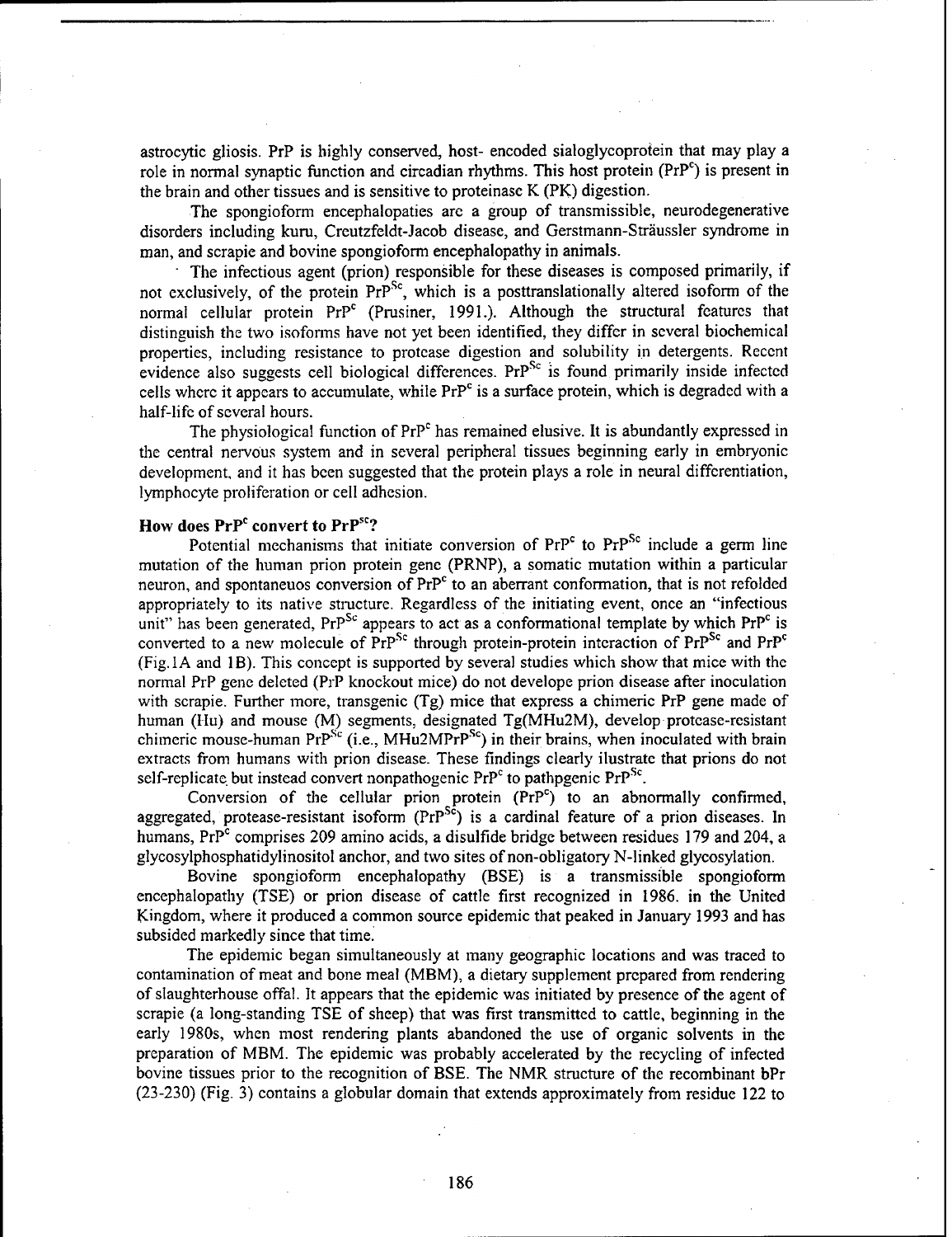astrocytic gliosis. PrP is highly conserved, host- encoded sialoglycoprotein that may play a role in normal synaptic function and circadian rhythms. This host protein ($PrP^c$) is present in the brain and other tissues and is sensitive to proteinase K (PK) digestion.

The spongiform encephalopaties are a group of transmissible, neurodegenerative disorders including kuru, Creutzfeldt-Jacob disease, and Gerstmann-Sträussler syndrome in man, and scrapie and bovine spongiform encephalopathy in animals.

The infectious agent (prion) responsible for these diseases is composed primarily, if not exclusively, of the protein $PrP^{Sc}$, which is a posttranslationally altered isoform of the normal cellular protein $PrP^c$ (Prusiner, 1991.). Although the structural features that distinguish the two isoforms have not yet been identified, they differ in several biochemical properties, including resistance to protease digestion and solubility in detergents. Recent evidence also suggests cell biological differences. $PrP^{Sc}$ is found primarily inside infected cells where it appears to accumulate, while $PrP^c$ is a surface protein, which is degraded with a half-life of several hours.

The physiological function of $PrP^c$ has remained elusive. It is abundantly expressed in the central nervous system and in several peripheral tissues beginning early in embryonic development, and it has been suggested that the protein plays a role in neural differentiation, lymphocyte proliferation or cell adhesion.

**How does $PrP^c$ convert to $PrP^{sc}$?**

Potential mechanisms that initiate conversion of $PrP^c$ to $PrP^{Sc}$ include a germ line mutation of the human prion protein gene (PRNP), a somatic mutation within a particular neuron, and spontaneuos conversion of $PrP^c$ to an aberrant conformation, that is not refolded appropriately to its native structure. Regardless of the initiating event, once an "infectious unit" has been generated, $PrP^{Sc}$ appears to act as a conformational template by which $PrP^c$ is converted to a new molecule of $PrP^{Sc}$ through protein-protein interaction of $PrP^{Sc}$ and $PrP^c$ (Fig.1A and 1B). This concept is supported by several studies which show that mice with the normal PrP gene deleted (PrP knockout mice) do not develope prion disease after inoculation with scrapie. Further more, transgenic (Tg) mice that express a chimeric PrP gene made of human (Hu) and mouse (M) segments, designated Tg(MHu2M), develop protease-resistant chimeric mouse-human $PrP^{Sc}$ (i.e., $MHu2MPrP^{Sc}$) in their brains, when inoculated with brain extracts from humans with prion disease. These findings clearly ilustrate that prions do not self-replicate but instead convert nonpathogenic $PrP^c$ to pathpgenic $PrP^{Sc}$.

Conversion of the cellular prion protein ($PrP^c$) to an abnormally confirmed, aggregated, protease-resistant isoform ($PrP^{Sc}$) is a cardinal feature of a prion diseases. In humans, $PrP^c$ comprises 209 amino acids, a disulfide bridge between residues 179 and 204, a glycosylphosphatidylinositol anchor, and two sites of non-obligatory N-linked glycosylation.

Bovine spongioform encephalopathy (BSE) is a transmissible spongioform encephalopathy (TSE) or prion disease of cattle first recognized in 1986. in the United Kingdom, where it produced a common source epidemic that peaked in January 1993 and has subsided markedly since that time.

The epidemic began simultaneously at many geographic locations and was traced to contamination of meat and bone meal (MBM), a dietary supplement prepared from rendering of slaughterhouse offal. It appears that the epidemic was initiated by presence of the agent of scrapie (a long-standing TSE of sheep) that was first transmitted to cattle, beginning in the early 1980s, when most rendering plants abandoned the use of organic solvents in the preparation of MBM. The epidemic was probably accelerated by the recycling of infected bovine tissues prior to the recognition of BSE. The NMR structure of the recombinant bPr (23-230) (Fig. 3) contains a globular domain that extends approximately from residue 122 to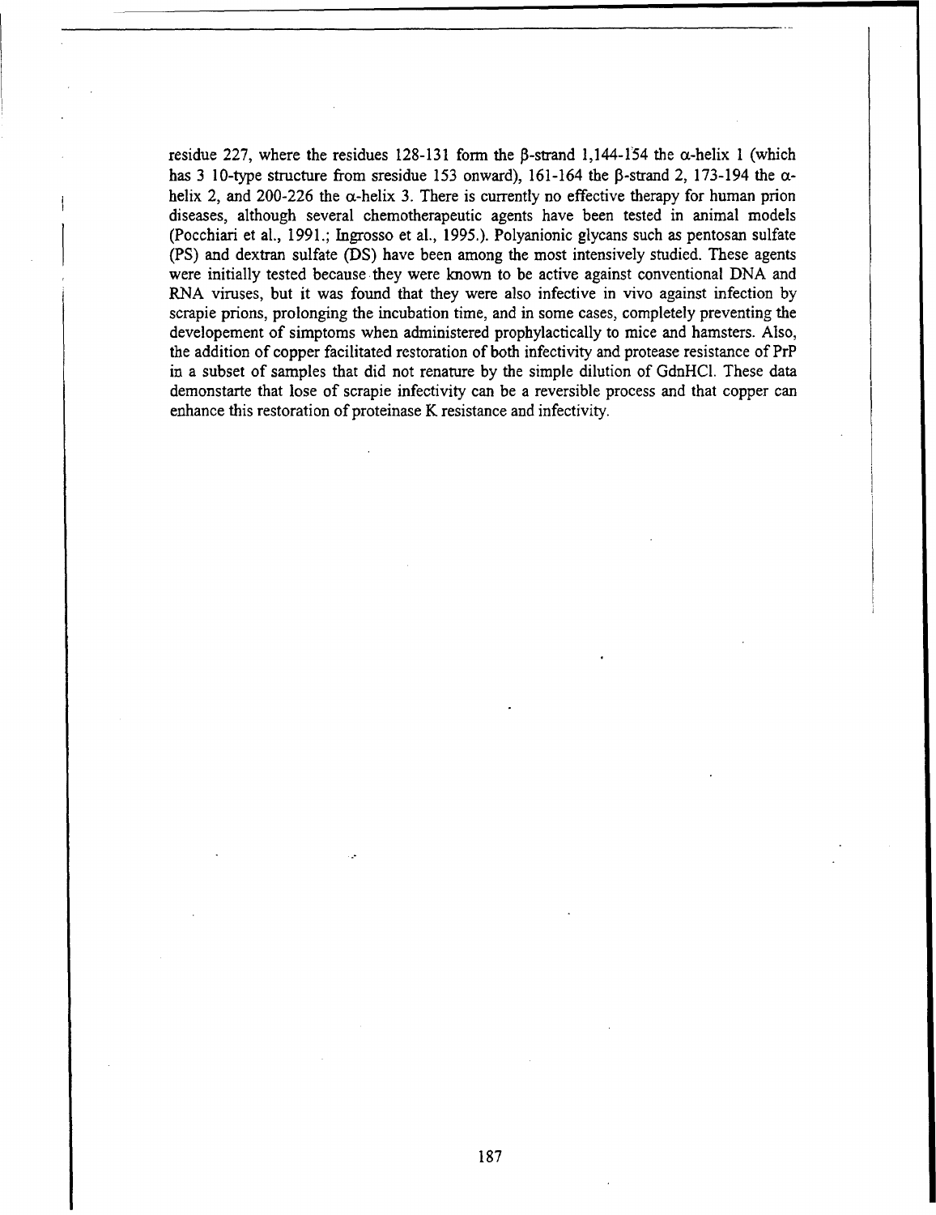residue 227, where the residues 128-131 form the β-strand 1,144-154 the α-helix 1 (which has 3 10-type structure from sresidue 153 onward), 161-164 the β-strand 2, 173-194 the α-helix 2, and 200-226 the α-helix 3. There is currently no effective therapy for human prion diseases, although several chemotherapeutic agents have been tested in animal models (Pocchiari et al., 1991.; Ingrosso et al., 1995.). Polyanionic glycans such as pentosan sulfate (PS) and dextran sulfate (DS) have been among the most intensively studied. These agents were initially tested because they were known to be active against conventional DNA and RNA viruses, but it was found that they were also infective in vivo against infection by scrapie prions, prolonging the incubation time, and in some cases, completely preventing the developement of simptoms when administered prophylactically to mice and hamsters. Also, the addition of copper facilitated restoration of both infectivity and protease resistance of PrP in a subset of samples that did not renature by the simple dilution of GdnHCl. These data demonstarte that lose of scrapie infectivity can be a reversible process and that copper can enhance this restoration of proteinase K resistance and infectivity.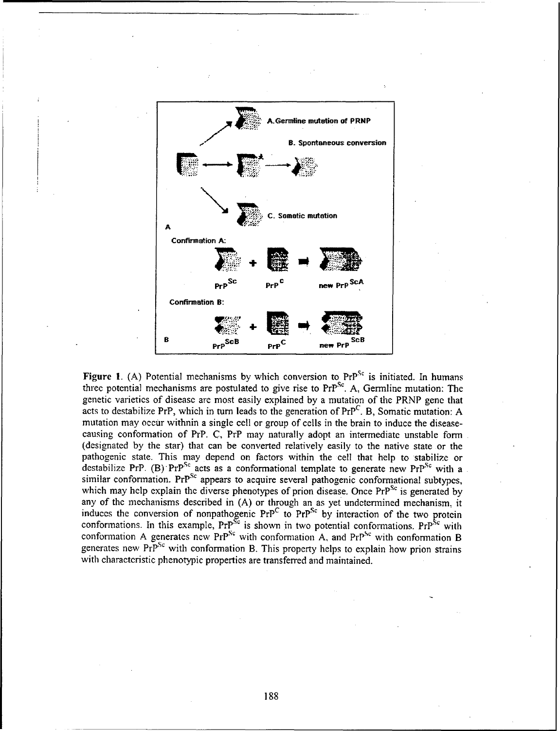**Figure 1.** (A) Potential mechanisms by which conversion to $PrP^{Sc}$ is initiated. In humans three potential mechanisms are postulated to give rise to $PrP^{Sc}$. A, Germline mutation: The genetic varieties of disease are most easily explained by a mutation of the PRNP gene that acts to destabilize PrP, which in turn leads to the generation of $PrP^{C}$. B, Somatic mutation: A mutation may occur withnin a single cell or group of cells in the brain to induce the disease-causing conformation of PrP. C, PrP may naturally adopt an intermediate unstable form (designated by the star) that can be converted relatively easily to the native state or the pathogenic state. This may depend on factors within the cell that help to stabilize or destabilize PrP. (B) $PrP^{Sc}$ acts as a conformational template to generate new $PrP^{Sc}$ with a similar conformation. $PrP^{Sc}$ appears to acquire several pathogenic conformational subtypes, which may help explain the diverse phenotypes of prion disease. Once $PrP^{Sc}$ is generated by any of the mechanisms described in (A) or through an as yet undetermined mechanism, it induces the conversion of nonpathogenic $PrP^{C}$ to $PrP^{Sc}$ by interaction of the two protein conformations. In this example, $PrP^{Sc}$ is shown in two potential conformations. $PrP^{Sc}$ with conformation A generates new $PrP^{Sc}$ with conformation A, and $PrP^{Sc}$ with conformation B generates new $PrP^{Sc}$ with conformation B. This property helps to explain how prion strains with characteristic phenotypic properties are transferred and maintained.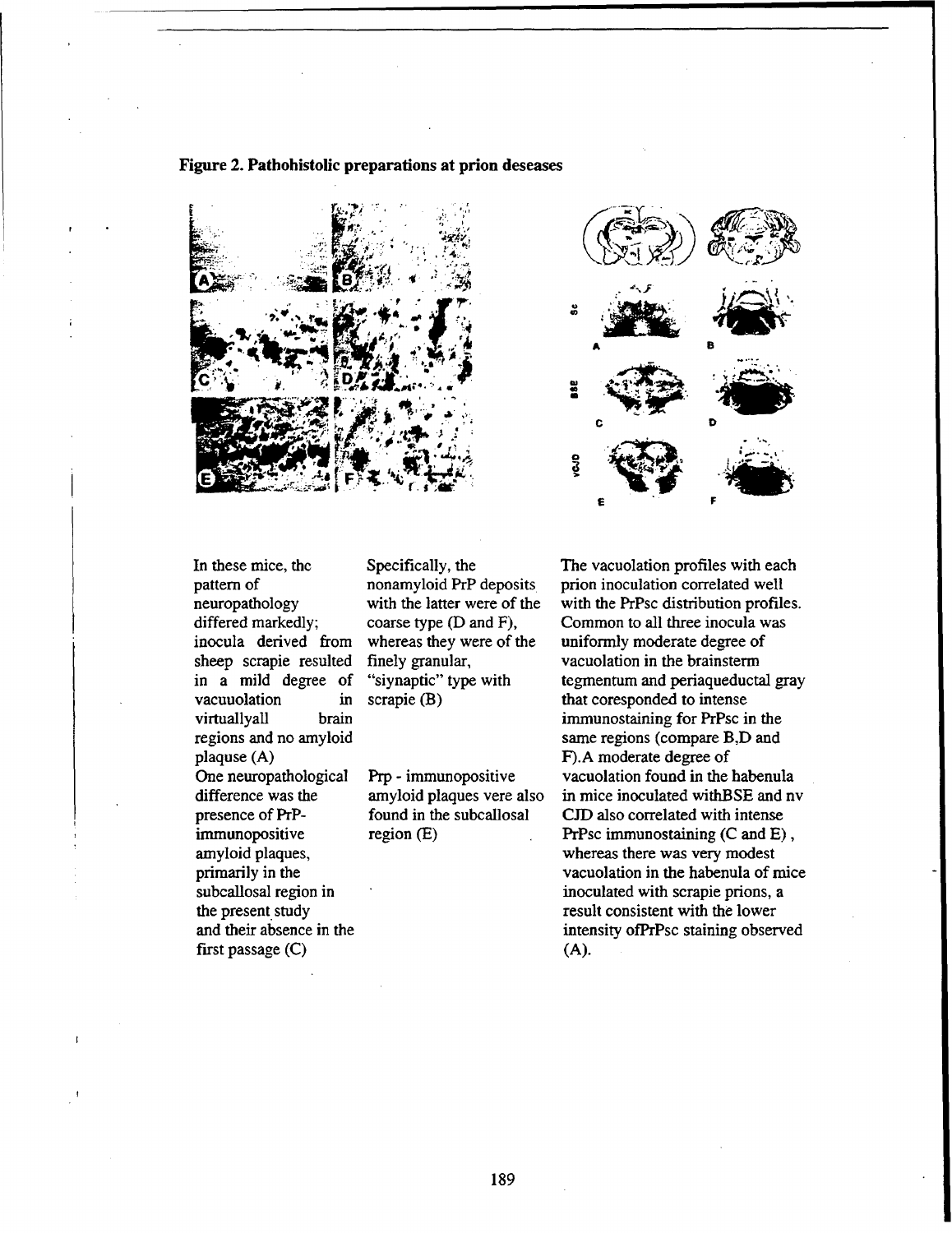**Figure 2. Pathohistolic preparations at prion deseases**

In these mice, the pattern of neuropathology differed markedly; inocula derived from sheep scrapie resulted in a mild degree of vacuuolation in virtuallyall brain regions and no amyloid plaquse (A)
One neuropathological difference was the presence of PrP-immunopositive amyloid plaques, primarily in the subcallosal region in the present study and their absence in the first passage (C)

Specifically, the nonamyloid PrP deposits with the latter were of the coarse type (D and F), whereas they were of the finely granular, "siynaptic" type with scrapie (B)

Prp - immunopositive amyloid plaques vere also found in the subcallosal region (E)

The vacuolation profiles with each prion inoculation correlated well with the PrPsc distribution profiles. Common to all three inocula was uniformly moderate degree of vacuolation in the brainsterm tegmentum and periaqueductal gray that coresponded to intense immunostaining for PrPsc in the same regions (compare B,D and F).A moderate degree of vacuolation found in the habenula in mice inoculated withBSE and nv CJD also correlated with intense PrPsc immunostaining (C and E) , whereas there was very modest vacuolation in the habenula of mice inoculated with scrapie prions, a result consistent with the lower intensity ofPrPsc staining observed (A).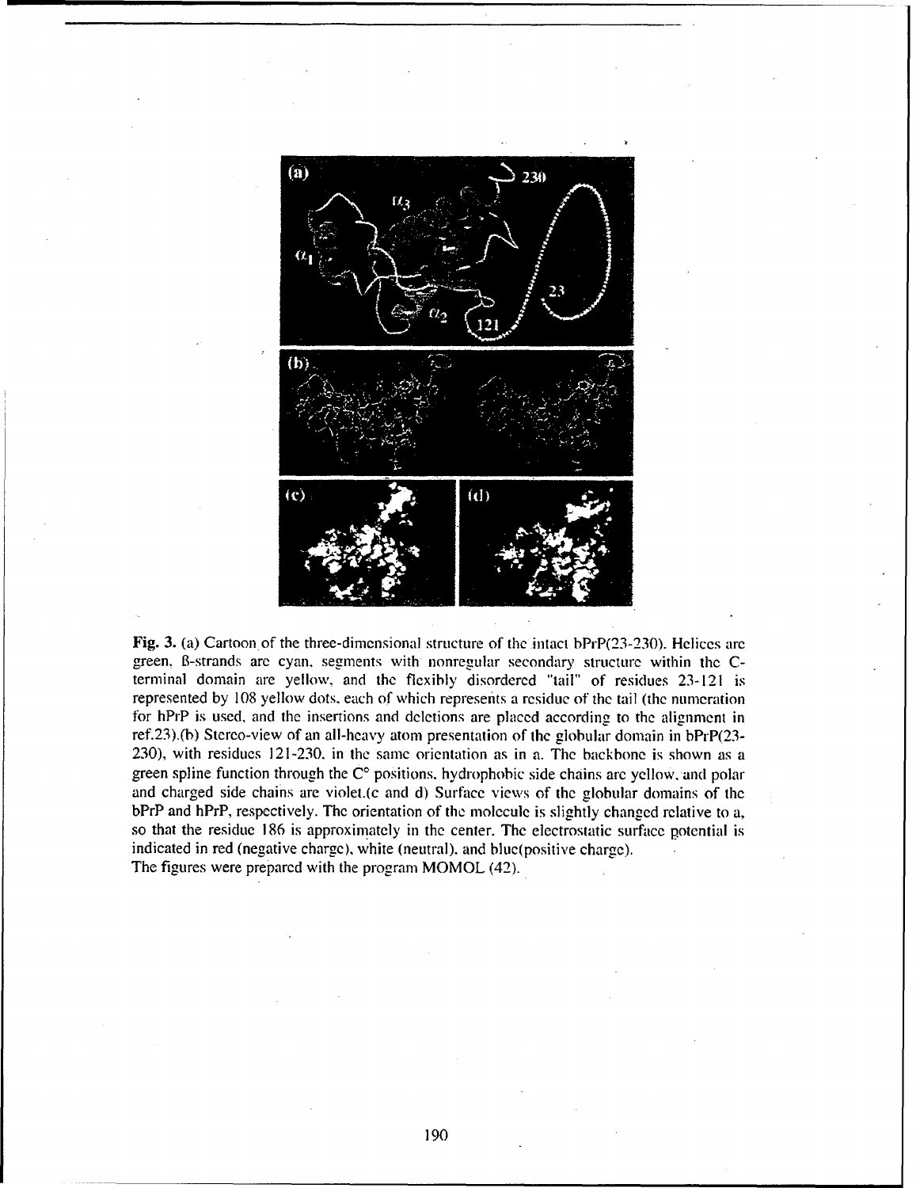**Fig. 3.** (a) Cartoon of the three-dimensional structure of the intact bPrP(23-230). Helices are green, ß-strands are cyan, segments with nonregular secondary structure within the C-terminal domain are yellow, and the flexibly disordered "tail" of residues 23-121 is represented by 108 yellow dots, each of which represents a residue of the tail (the numeration for hPrP is used, and the insertions and deletions are placed according to the alignment in ref.23).(b) Stereo-view of an all-heavy atom presentation of the globular domain in bPrP(23-230), with residues 121-230, in the same orientation as in a. The backbone is shown as a green spline function through the $C^{\alpha}$ positions, hydrophobic side chains are yellow, and polar and charged side chains are violet.(c and d) Surface views of the globular domains of the bPrP and hPrP, respectively. The orientation of the molecule is slightly changed relative to a, so that the residue 186 is approximately in the center. The electrostatic surface potential is indicated in red (negative charge), white (neutral), and blue(positive charge).
The figures were prepared with the program MOMOL (42).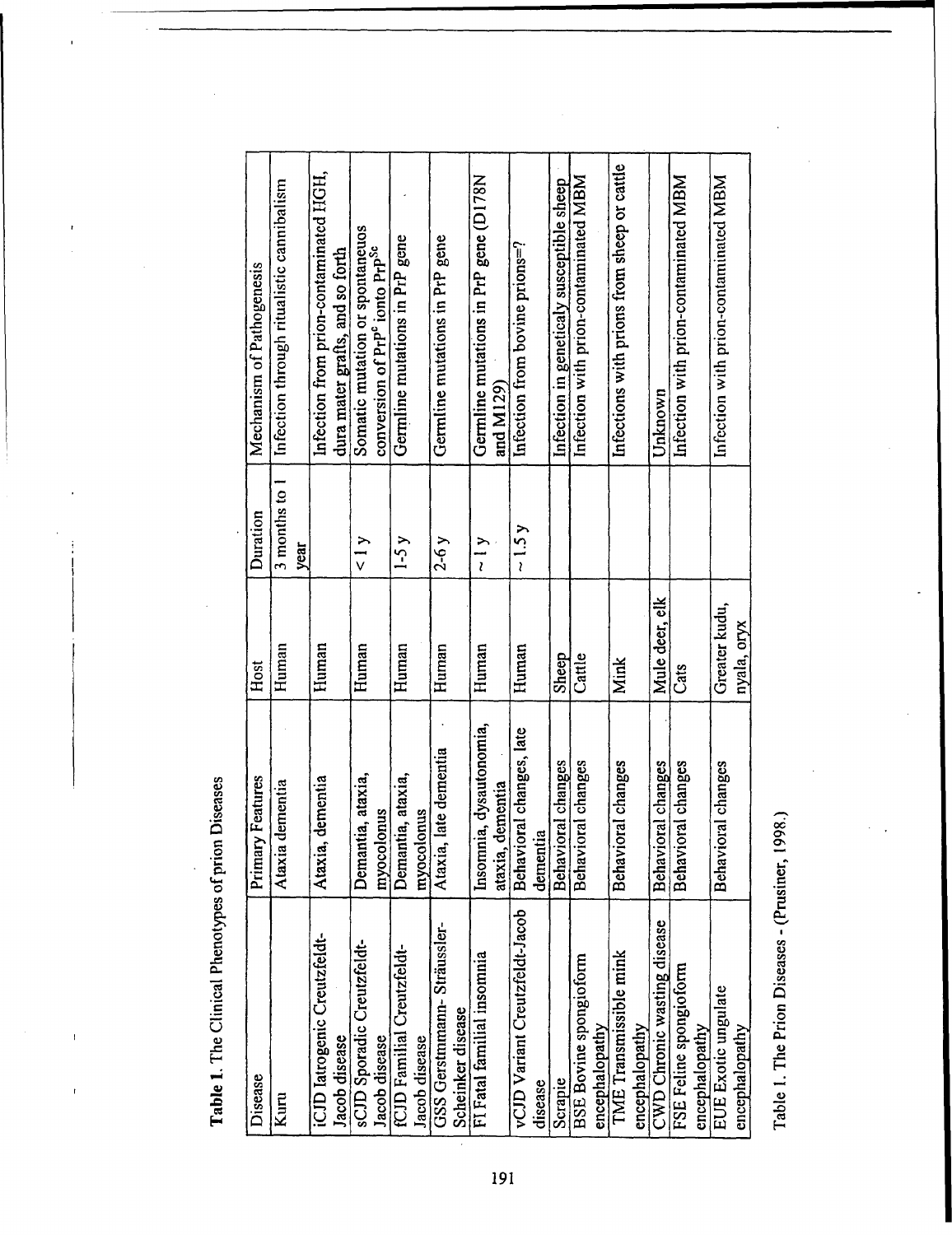**Table 1**. The Clinical Phenotypes of prion Diseases

| Disease | Primary Features | Host | Duration | Mechanism of Pathogenesis |
|---|---|---|---|---|
| Kuru | Ataxia dementia | Human | 3 months to 1 year | Infection through ritualistic cannibalism |
| iCJD Iatrogenic Creutzfeldt-Jacob disease | Ataxia, dementia | Human | | Infection from prion-contaminated HGH, dura mater grafts, and so forth |
| sCJD Sporadic Creutzfeldt-Jacob disease | Demantia, ataxia, myocolonus | Human | < 1 y | Somatic mutation or spontaneuos conversion of $PrP^c$ ionto $PrP^{Sc}$ |
| fCJD Familial Creutzfeldt-Jacob disease | Demantia, ataxia, myocolonus | Human | 1-5 y | Germline mutations in PrP gene |
| GSS Gerstmann- Sträussler-Scheinker disease | Ataxia, late dementia | Human | 2-6 y | Germline mutations in PrP gene |
| FI Fatal familial insomnia | Insomnia, dysautonomia, ataxia, dementia | Human | ~ 1 y | Germline mutations in PrP gene (D178N and M129) |
| vCJD Variant Creutzfeldt-Jacob disease | Behavioral changes, late dementia | Human | ~ 1.5 y | Infection from bovine prions=? |
| Scrapie | Behavioral changes | Sheep | | Infection in geneticaly susceptible sheep |
| BSE Bovine spongioform encephalopathy | Behavioral changes | Cattle | | Infection with prion-contaminated MBM |
| TME Transmissible mink encephalopathy | Behavioral changes | Mink | | Infections with prions from sheep or cattle |
| CWD Chronic wasting disease | Behavioral changes | Mule deer, elk | | Unknown |
| FSE Feline spongioform encephalopathy | Behavioral changes | Cats | | Infection with prion-contaminated MBM |
| EUE Exotic ungulate encephalopathy | Behavioral changes | Greater kudu, nyala, oryx | | Infection with prion-contaminated MBM |

Table 1. The Prion Diseases - (Prusiner, 1998.)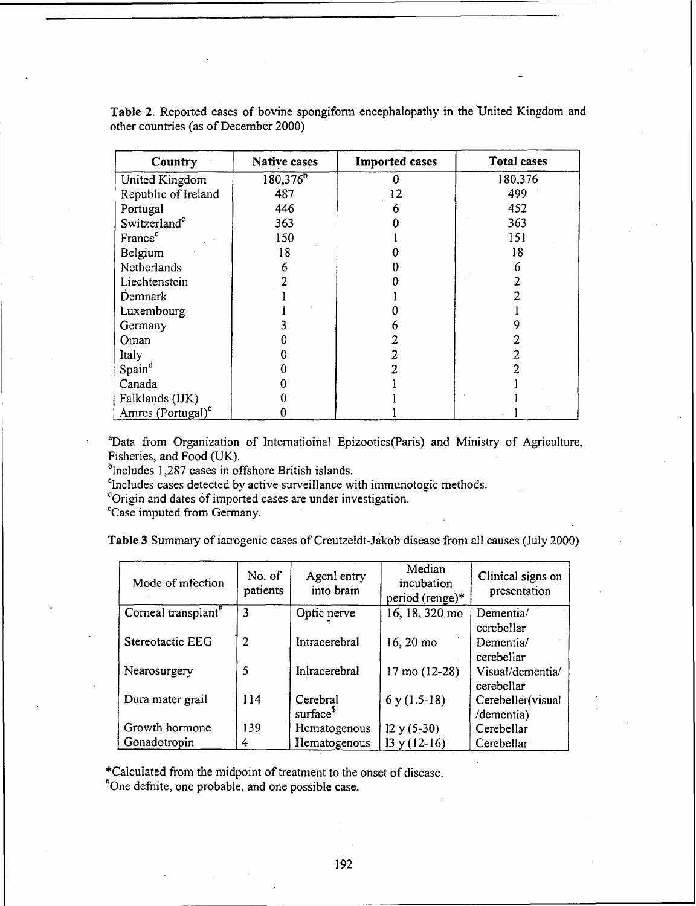**Table 2**. Reported cases of bovine spongiform encephalopathy in the United Kingdom and other countries (as of December 2000)

| Country | Native cases | Imported cases | Total cases |
|---|---|---|---|
| United Kingdom | 180,376[b] | 0 | 180,376 |
| Republic of Ireland | 487 | 12 | 499 |
| Portugal | 446 | 6 | 452 |
| Switzerland[c] | 363 | 0 | 363 |
| France[c] | 150 | 1 | 151 |
| Belgium | 18 | 0 | 18 |
| Netherlands | 6 | 0 | 6 |
| Liechtenstein | 2 | 0 | 2 |
| Demnark | 1 | 1 | 2 |
| Luxembourg | 1 | 0 | 1 |
| Germany | 3 | 6 | 9 |
| Oman | 0 | 2 | 2 |
| Italy | 0 | 2 | 2 |
| Spain[d] | 0 | 2 | 2 |
| Canada | 0 | 1 | 1 |
| Falklands (IJK) | 0 | 1 | 1 |
| Amres (Portugal)[e] | 0 | 1 | 1 |

[a]Data from Organization of Internatioinal Epizootics(Paris) and Ministry of Agriculture, Fisheries, and Food (UK).
[b]Includes 1,287 cases in offshore British islands.
[c]Includes cases detected by active surveillance with immunotogic methods.
[d]Origin and dates of imported cases are under investigation.
[e]Case imputed from Germany.

**Table 3** Summary of iatrogenic cases of Creutzeldt-Jakob disease from all causes (July 2000)

| Mode of infection | No. of patients | Agenl entry into brain | Median incubation period (renge)* | Clinical signs on presentation |
|---|---|---|---|---|
| Corneal transplant[#] | 3 | Optic nerve | 16, 18, 320 mo | Dementia/ cerebellar |
| Stereotactic EEG | 2 | Intracerebral | 16, 20 mo | Dementia/ cerebellar |
| Nearosurgery | 5 | Inlracerebral | 17 mo (12-28) | Visual/dementia/ cerebellar |
| Dura mater grail | 114 | Cerebral surface[$] | 6 y (1.5-18) | Cerebeller(visual /dementia) |
| Growth hormone | 139 | Hematogenous | 12 y (5-30) | Cerebellar |
| Gonadotropin | 4 | Hematogenous | 13 y (12-16) | Cerebellar |

*Calculated from the midpoint of treatment to the onset of disease.
[#]One defnite, one probable, and one possible case.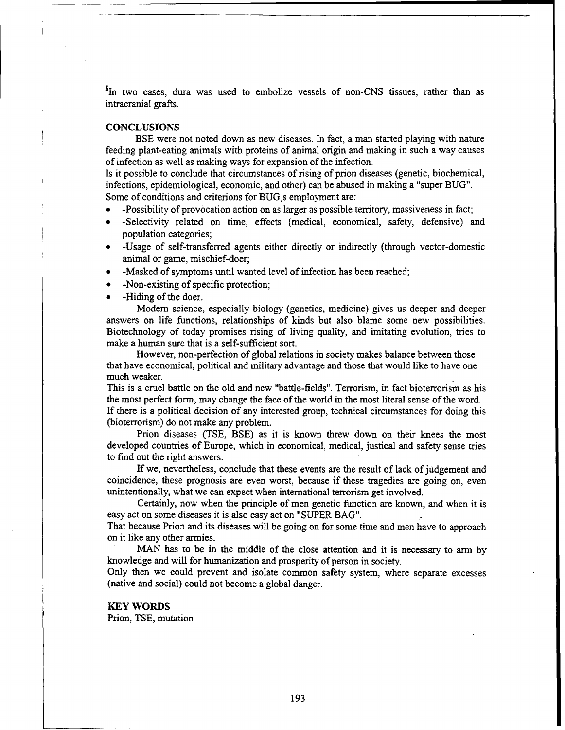[5] In two cases, dura was used to embolize vessels of non-CNS tissues, rather than as intracranial grafts.

## CONCLUSIONS

BSE were not noted down as new diseases. In fact, a man started playing with nature feeding plant-eating animals with proteins of animal origin and making in such a way causes of infection as well as making ways for expansion of the infection.

Is it possible to conclude that circumstances of rising of prion diseases (genetic, biochemical, infections, epidemiological, economic, and other) can be abused in making a "super BUG". Some of conditions and criterions for BUG,s employment are:

- -Possibility of provocation action on as larger as possible territory, massiveness in fact;
- -Selectivity related on time, effects (medical, economical, safety, defensive) and population categories;
- -Usage of self-transferred agents either directly or indirectly (through vector-domestic animal or game, mischief-doer;
- -Masked of symptoms until wanted level of infection has been reached;
- -Non-existing of specific protection;
- -Hiding of the doer.

Modern science, especially biology (genetics, medicine) gives us deeper and deeper answers on life functions, relationships of kinds but also blame some new possibilities. Biotechnology of today promises rising of living quality, and imitating evolution, tries to make a human sure that is a self-sufficient sort.

However, non-perfection of global relations in society makes balance between those that have economical, political and military advantage and those that would like to have one much weaker.

This is a cruel battle on the old and new "battle-fields". Terrorism, in fact bioterrorism as his the most perfect form, may change the face of the world in the most literal sense of the word. If there is a political decision of any interested group, technical circumstances for doing this (bioterrorism) do not make any problem.

Prion diseases (TSE, BSE) as it is known threw down on their knees the most developed countries of Europe, which in economical, medical, justical and safety sense tries to find out the right answers.

If we, nevertheless, conclude that these events are the result of lack of judgement and coincidence, these prognosis are even worst, because if these tragedies are going on, even unintentionally, what we can expect when international terrorism get involved.

Certainly, now when the principle of men genetic function are known, and when it is easy act on some diseases it is also easy act on "SUPER BAG".

That because Prion and its diseases will be going on for some time and men have to approach on it like any other armies.

MAN has to be in the middle of the close attention and it is necessary to arm by knowledge and will for humanization and prosperity of person in society.

Only then we could prevent and isolate common safety system, where separate excesses (native and social) could not become a global danger.

## KEY WORDS

Prion, TSE, mutation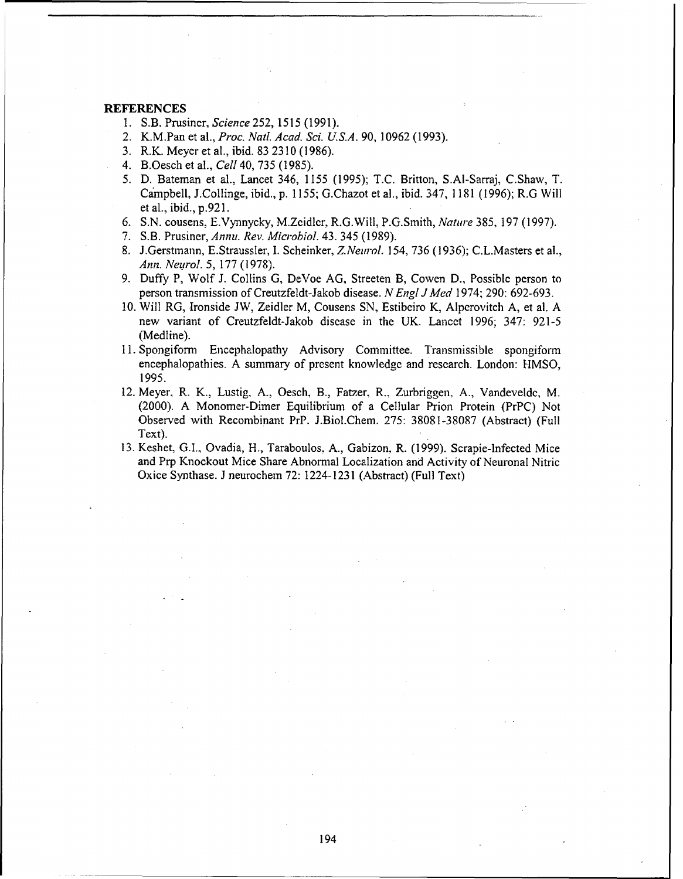**REFERENCES**

1. S.B. Prusiner, *Science* 252, 1515 (1991).
2. K.M.Pan et al., *Proc. Natl. Acad. Sci. U.S.A.* 90, 10962 (1993).
3. R.K. Meyer et al., ibid. 83 2310 (1986).
4. B.Oesch et al., *Cell* 40, 735 (1985).
5. D. Bateman et al., Lancet 346, 1155 (1995); T.C. Britton, S.Al-Sarraj, C.Shaw, T. Campbell, J.Collinge, ibid., p. 1155; G.Chazot et al., ibid. 347, 1181 (1996); R.G Will et al., ibid., p.921.
6. S.N. cousens, E.Vynnycky, M.Zeidler, R.G.Will, P.G.Smith, *Nature* 385, 197 (1997).
7. S.B. Prusiner, *Annu. Rev. Microbiol.* 43. 345 (1989).
8. J.Gerstmann, E.Straussler, I. Scheinker, *Z.Neurol.* 154, 736 (1936); C.L.Masters et al., *Ann. Neurol.* 5, 177 (1978).
9. Duffy P, Wolf J. Collins G, DeVoe AG, Streeten B, Cowen D., Possible person to person transmission of Creutzfeldt-Jakob disease. *N Engl J Med* 1974; 290: 692-693.
10. Will RG, Ironside JW, Zeidler M, Cousens SN, Estibeiro K, Alperovitch A, et al. A new variant of Creutzfeldt-Jakob disease in the UK. Lancet 1996; 347: 921-5 (Medline).
11. Spongiform Encephalopathy Advisory Committee. Transmissible spongiform encephalopathies. A summary of present knowledge and research. London: HMSO, 1995.
12. Meyer, R. K., Lustig, A., Oesch, B., Fatzer, R., Zurbriggen, A., Vandevelde, M. (2000). A Monomer-Dimer Equilibrium of a Cellular Prion Protein (PrPC) Not Observed with Recombinant PrP. J.Biol.Chem. 275: 38081-38087 (Abstract) (Full Text).
13. Keshet, G.I., Ovadia, H., Taraboulos, A., Gabizon, R. (1999). Scrapie-Infected Mice and Prp Knockout Mice Share Abnormal Localization and Activity of Neuronal Nitric Oxice Synthase. J neurochem 72: 1224-1231 (Abstract) (Full Text)